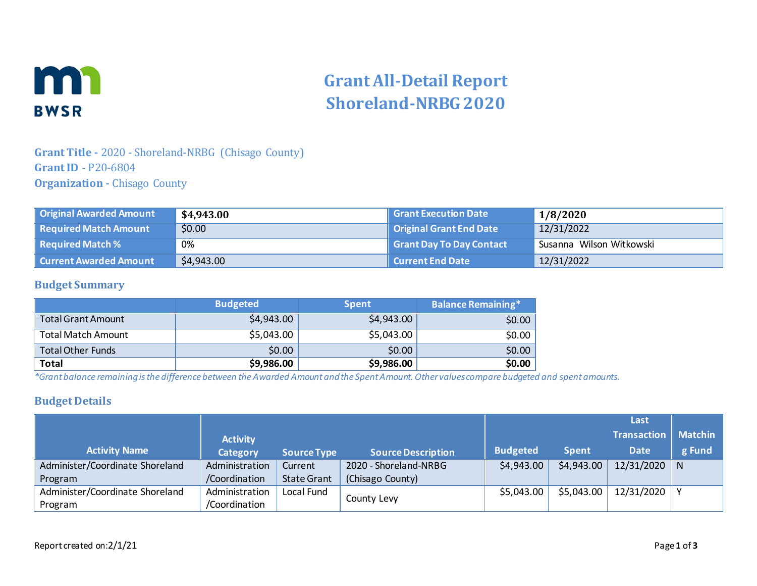# Grant All-Detail Report
# Shoreland-NRBG 2020

**Grant Title -** 2020 - Shoreland-NRBG (Chisago County)
**Grant ID** - P20-6804
**Organization -** Chisago County

| Original Awarded Amount | **$4,943.00** | Grant Execution Date | **1/8/2020** |
|---|---|---|---|
| Required Match Amount | $0.00 | Original Grant End Date | 12/31/2022 |
| Required Match % | 0% | Grant Day To Day Contact | Susanna Wilson Witkowski |
| Current Awarded Amount | $4,943.00 | Current End Date | 12/31/2022 |

## Budget Summary

| | Budgeted | Spent | Balance Remaining* |
|---|---|---|---|
| Total Grant Amount | $4,943.00 | $4,943.00 | $0.00 |
| Total Match Amount | $5,043.00 | $5,043.00 | $0.00 |
| Total Other Funds | $0.00 | $0.00 | $0.00 |
| **Total** | **$9,986.00** | **$9,986.00** | **$0.00** |

*Grant balance remaining is the difference between the Awarded Amount and the Spent Amount. Other values compare budgeted and spent amounts.*

## Budget Details

| Activity Name | Activity Category | Source Type | Source Description | Budgeted | Spent | Last Transaction Date | Matching Fund |
|---|---|---|---|---|---|---|---|
| Administer/Coordinate Shoreland Program | Administration /Coordination | Current State Grant | 2020 - Shoreland-NRBG (Chisago County) | $4,943.00 | $4,943.00 | 12/31/2020 | N |
| Administer/Coordinate Shoreland Program | Administration /Coordination | Local Fund | County Levy | $5,043.00 | $5,043.00 | 12/31/2020 | Y |

Report created on: 2/1/21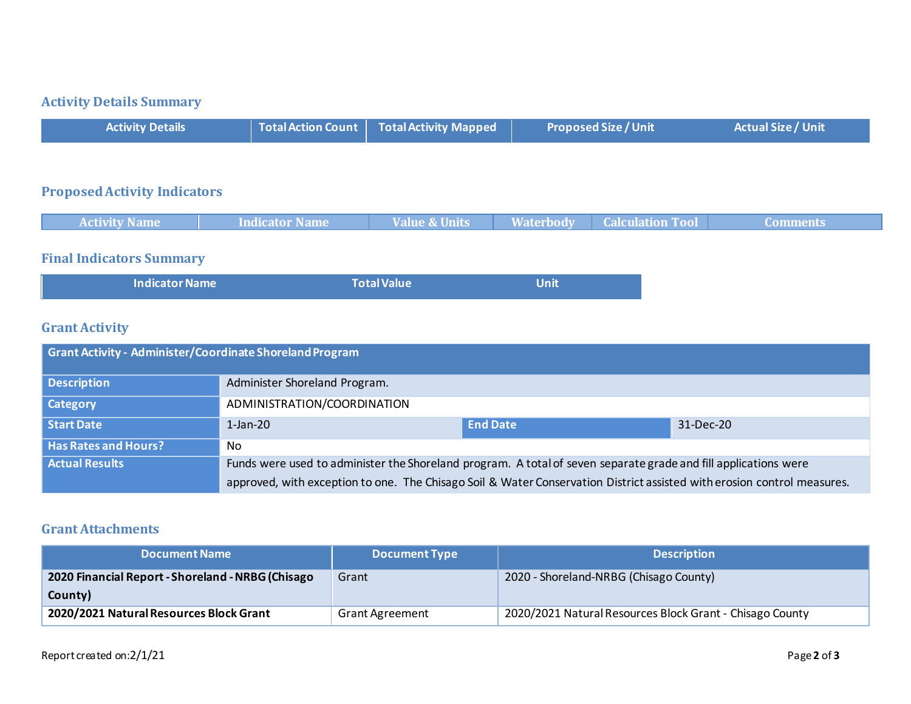## Activity Details Summary

| Activity Details | Total Action Count | Total Activity Mapped | Proposed Size / Unit | Actual Size / Unit |
|---|---|---|---|---|

## Proposed Activity Indicators

| Activity Name | Indicator Name | Value & Units | Waterbody | Calculation Tool | Comments |
|---|---|---|---|---|---|

## Final Indicators Summary

| Indicator Name | Total Value | Unit |
|---|---|---|

## Grant Activity

| Grant Activity - Administer/Coordinate Shoreland Program | | | |
|---|---|---|---|
| **Description** | Administer Shoreland Program. | | |
| **Category** | ADMINISTRATION/COORDINATION | | |
| **Start Date** | 1-Jan-20 | **End Date** | 31-Dec-20 |
| **Has Rates and Hours?** | No | | |
| **Actual Results** | Funds were used to administer the Shoreland program. A total of seven separate grade and fill applications were approved, with exception to one. The Chisago Soil & Water Conservation District assisted with erosion control measures. | | |

## Grant Attachments

| Document Name | Document Type | Description |
|---|---|---|
| **2020 Financial Report - Shoreland - NRBG (Chisago County)** | Grant | 2020 - Shoreland-NRBG (Chisago County) |
| **2020/2021 Natural Resources Block Grant** | Grant Agreement | 2020/2021 Natural Resources Block Grant - Chisago County |

Report created on:2/1/21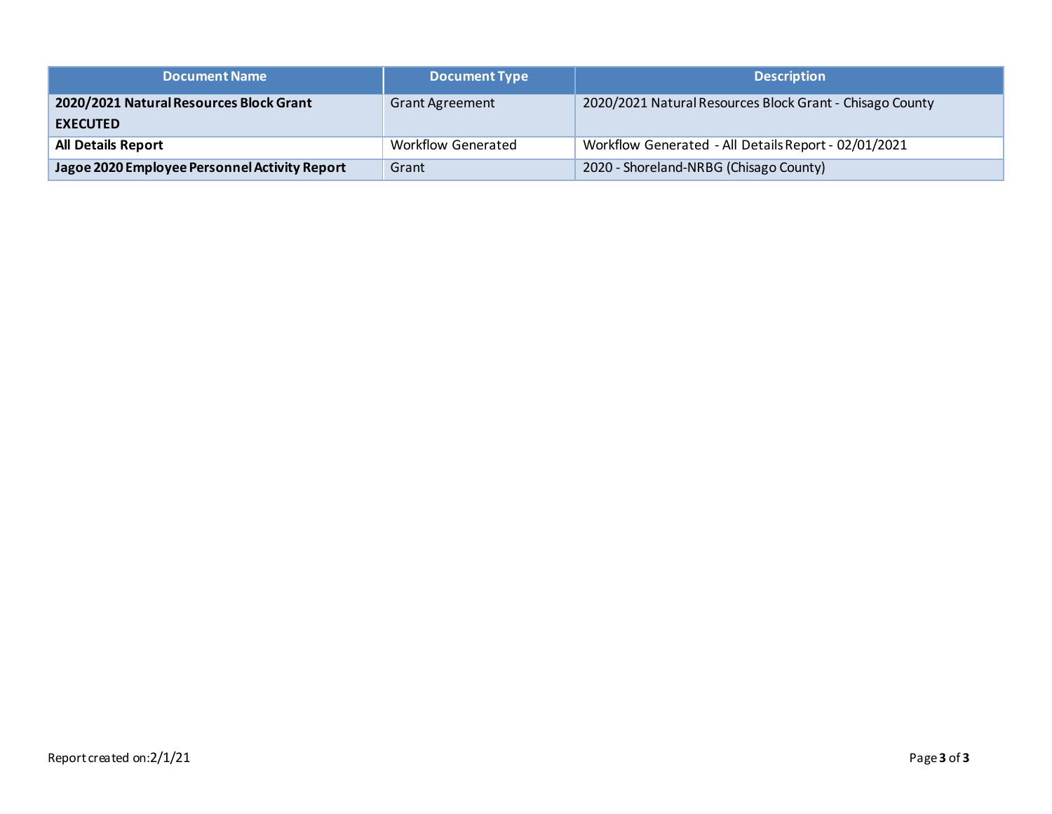| Document Name | Document Type | Description |
| --- | --- | --- |
| **2020/2021 Natural Resources Block Grant EXECUTED** | Grant Agreement | 2020/2021 Natural Resources Block Grant - Chisago County |
| **All Details Report** | Workflow Generated | Workflow Generated - All Details Report - 02/01/2021 |
| **Jagoe 2020 Employee Personnel Activity Report** | Grant | 2020 - Shoreland-NRBG (Chisago County) |

Report created on:2/1/21